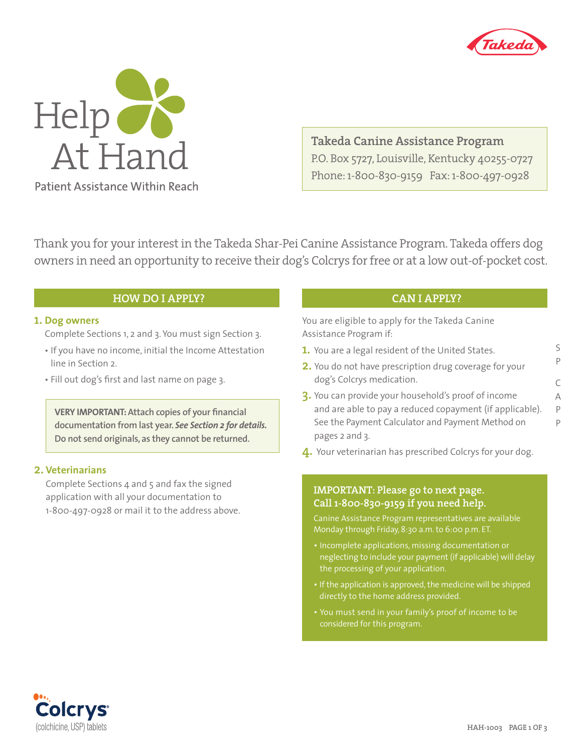Takeda

# Help At Hand

Patient Assistance Within Reach

**Takeda Canine Assistance Program**
P.O. Box 5727, Louisville, Kentucky 40255-0727
Phone: 1-800-830-9159 Fax: 1-800-497-0928

Thank you for your interest in the Takeda Shar-Pei Canine Assistance Program. Takeda offers dog owners in need an opportunity to receive their dog's Colcrys for free or at a low out-of-pocket cost.

## HOW DO I APPLY?

### 1. Dog owners

Complete Sections 1, 2 and 3. You must sign Section 3.

- If you have no income, initial the Income Attestation line in Section 2.
- Fill out dog's first and last name on page 3.

**VERY IMPORTANT: Attach copies of your financial documentation from last year. *See Section 2 for details.* Do not send originals, as they cannot be returned.**

### 2. Veterinarians

Complete Sections 4 and 5 and fax the signed application with all your documentation to 1-800-497-0928 or mail it to the address above.

## CAN I APPLY?

You are eligible to apply for the Takeda Canine Assistance Program if:

1. You are a legal resident of the United States.
2. You do not have prescription drug coverage for your dog's Colcrys medication.
3. You can provide your household's proof of income and are able to pay a reduced copayment (if applicable). See the Payment Calculator and Payment Method on pages 2 and 3.
4. Your veterinarian has prescribed Colcrys for your dog.

S P C A P P

**IMPORTANT: Please go to next page. Call 1-800-830-9159 if you need help.**

Canine Assistance Program representatives are available Monday through Friday, 8:30 a.m. to 6:00 p.m. ET.

- Incomplete applications, missing documentation or neglecting to include your payment (if applicable) will delay the processing of your application.
- If the application is approved, the medicine will be shipped directly to the home address provided.
- You must send in your family's proof of income to be considered for this program.

Colcrys (colchicine, USP) tablets

HAH-1003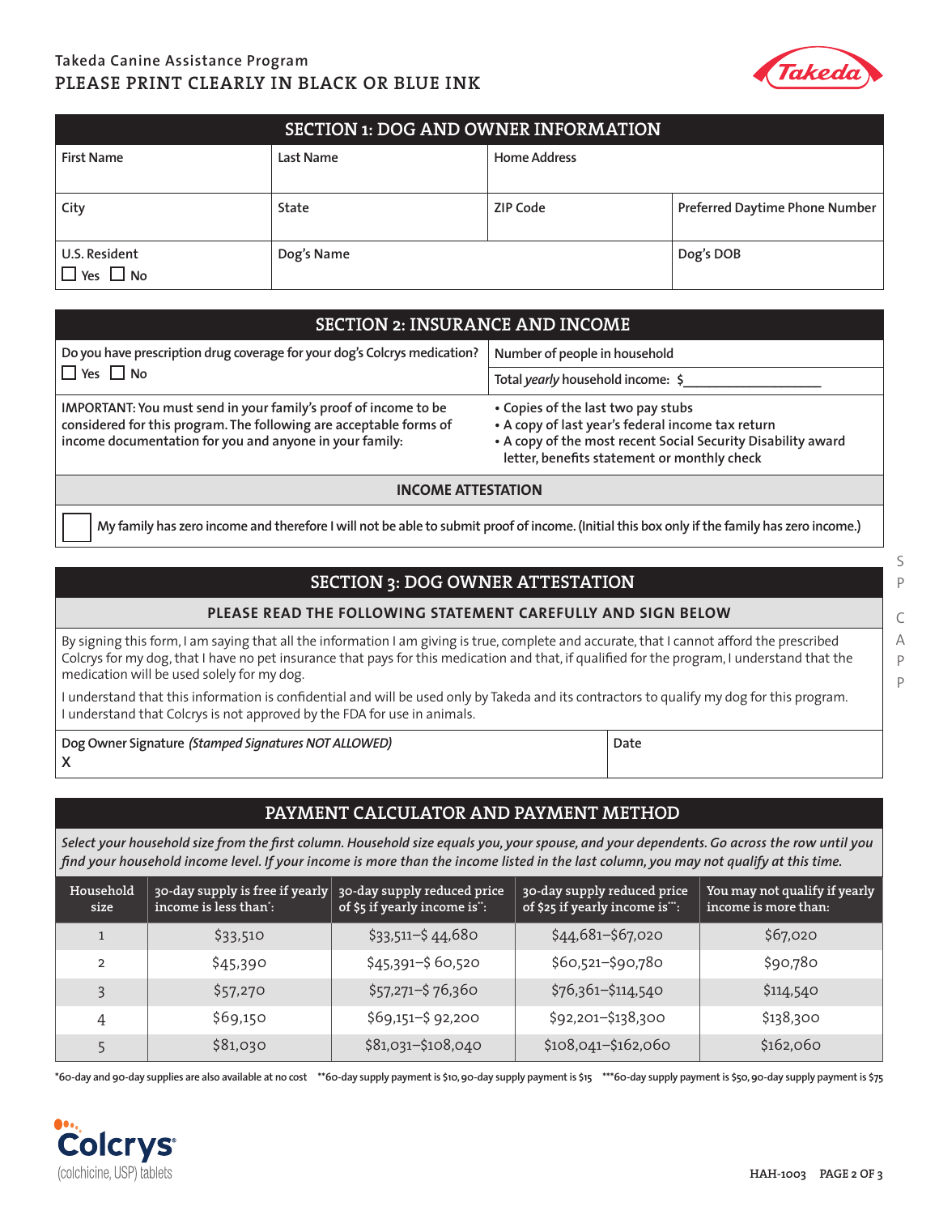Takeda Canine Assistance Program

PLEASE PRINT CLEARLY IN BLACK OR BLUE INK

## SECTION 1: DOG AND OWNER INFORMATION

| First Name | Last Name | Home Address | |
|---|---|---|---|
| City | State | ZIP Code | Preferred Daytime Phone Number |
| U.S. Resident ☐ Yes ☐ No | Dog's Name | | Dog's DOB |

## SECTION 2: INSURANCE AND INCOME

| Do you have prescription drug coverage for your dog's Colcrys medication? ☐ Yes ☐ No | Number of people in household |
|---|---|
| | Total *yearly* household income: $\_\_\_\_\_\_\_\_\_\_\_\_\_\_\_\_\_\_ |
| IMPORTANT: You must send in your family's proof of income to be considered for this program. The following are acceptable forms of income documentation for you and anyone in your family: | • Copies of the last two pay stubs<br>• A copy of last year's federal income tax return<br>• A copy of the most recent Social Security Disability award letter, benefits statement or monthly check |

**INCOME ATTESTATION**

☐ My family has zero income and therefore I will not be able to submit proof of income. (Initial this box only if the family has zero income.)

## SECTION 3: DOG OWNER ATTESTATION

**PLEASE READ THE FOLLOWING STATEMENT CAREFULLY AND SIGN BELOW**

By signing this form, I am saying that all the information I am giving is true, complete and accurate, that I cannot afford the prescribed Colcrys for my dog, that I have no pet insurance that pays for this medication and that, if qualified for the program, I understand that the medication will be used solely for my dog.

I understand that this information is confidential and will be used only by Takeda and its contractors to qualify my dog for this program. I understand that Colcrys is not approved by the FDA for use in animals.

| Dog Owner Signature *(Stamped Signatures NOT ALLOWED)*<br>X | Date |
|---|---|

## PAYMENT CALCULATOR AND PAYMENT METHOD

*Select your household size from the first column. Household size equals you, your spouse, and your dependents. Go across the row until you find your household income level. If your income is more than the income listed in the last column, you may not qualify at this time.*

| Household size | 30-day supply is free if yearly income is less than*: | 30-day supply reduced price of $5 if yearly income is**: | 30-day supply reduced price of $25 if yearly income is***: | You may not qualify if yearly income is more than: |
|---|---|---|---|---|
| 1 | $33,510 | $33,511–$ 44,680 | $44,681–$67,020 | $67,020 |
| 2 | $45,390 | $45,391–$ 60,520 | $60,521–$90,780 | $90,780 |
| 3 | $57,270 | $57,271–$ 76,360 | $76,361–$114,540 | $114,540 |
| 4 | $69,150 | $69,151–$ 92,200 | $92,201–$138,300 | $138,300 |
| 5 | $81,030 | $81,031–$108,040 | $108,041–$162,060 | $162,060 |

*60-day and 90-day supplies are also available at no cost **60-day supply payment is $10, 90-day supply payment is $15 ***60-day supply payment is $50, 90-day supply payment is $75

Colcrys (colchicine, USP) tablets

HAH-1003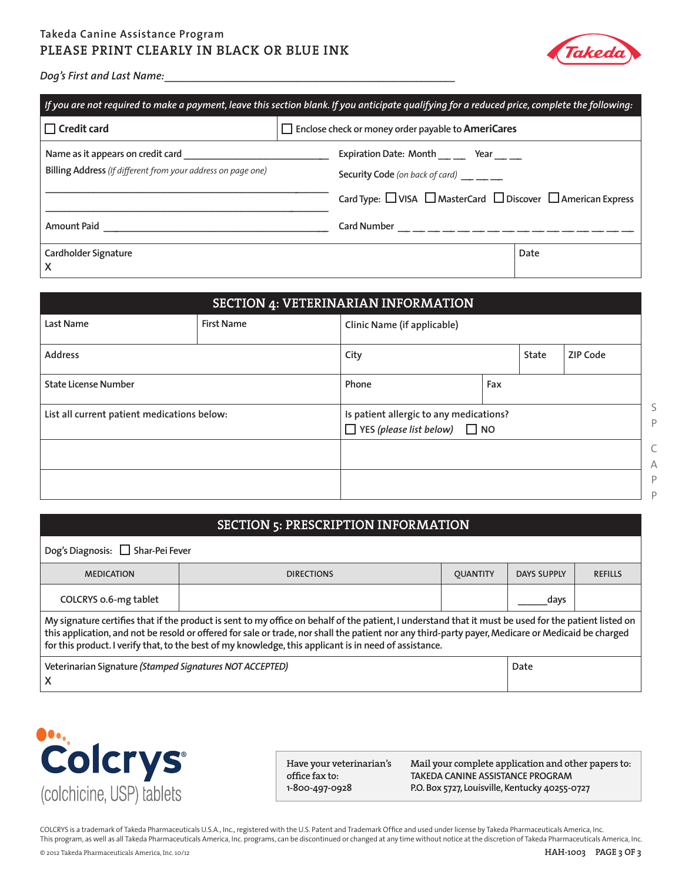Takeda Canine Assistance Program

PLEASE PRINT CLEARLY IN BLACK OR BLUE INK

Takeda

*Dog's First and Last Name:* ______________________________

*If you are not required to make a payment, leave this section blank. If you anticipate qualifying for a reduced price, complete the following:*

| | |
|---|---|
| ☐ Credit card | ☐ Enclose check or money order payable to **AmeriCares** |
| Name as it appears on credit card ______________ | Expiration Date: Month __ __ Year __ __ |
| Billing Address *(If different from your address on page one)* | Security Code *(on back of card)* __ __ __ |
| ______________ | Card Type: ☐ VISA ☐ MasterCard ☐ Discover ☐ American Express |
| ______________ | |
| Amount Paid ______________ | Card Number __ __ __ __ __ __ __ __ __ __ __ __ __ __ __ __ |
| Cardholder Signature X | Date |

## SECTION 4: VETERINARIAN INFORMATION

| | | | | | |
|---|---|---|---|---|---|
| Last Name | First Name | Clinic Name (if applicable) | | | |
| Address | | City | | State | ZIP Code |
| State License Number | | Phone | Fax | | |
| List all current patient medications below: | | Is patient allergic to any medications? ☐ YES *(please list below)* ☐ NO | | | |
| | | | | | |
| | | | | | |

SP CAPP

## SECTION 5: PRESCRIPTION INFORMATION

Dog's Diagnosis: ☐ Shar-Pei Fever

| MEDICATION | DIRECTIONS | QUANTITY | DAYS SUPPLY | REFILLS |
|---|---|---|---|---|
| COLCRYS 0.6-mg tablet | | | ______days | |

My signature certifies that if the product is sent to my office on behalf of the patient, I understand that it must be used for the patient listed on this application, and not be resold or offered for sale or trade, nor shall the patient nor any third-party payer, Medicare or Medicaid be charged for this product. I verify that, to the best of my knowledge, this applicant is in need of assistance.

| | |
|---|---|
| Veterinarian Signature *(Stamped Signatures NOT ACCEPTED)* X | Date |

Colcrys®
(colchicine, USP) tablets

Have your veterinarian's office fax to:
1-800-497-0928

Mail your complete application and other papers to:
TAKEDA CANINE ASSISTANCE PROGRAM
P.O. Box 5727, Louisville, Kentucky 40255-0727

COLCRYS is a trademark of Takeda Pharmaceuticals U.S.A., Inc., registered with the U.S. Patent and Trademark Office and used under license by Takeda Pharmaceuticals America, Inc.
This program, as well as all Takeda Pharmaceuticals America, Inc. programs, can be discontinued or changed at any time without notice at the discretion of Takeda Pharmaceuticals America, Inc.

© 2012 Takeda Pharmaceuticals America, Inc. 10/12

HAH-1003